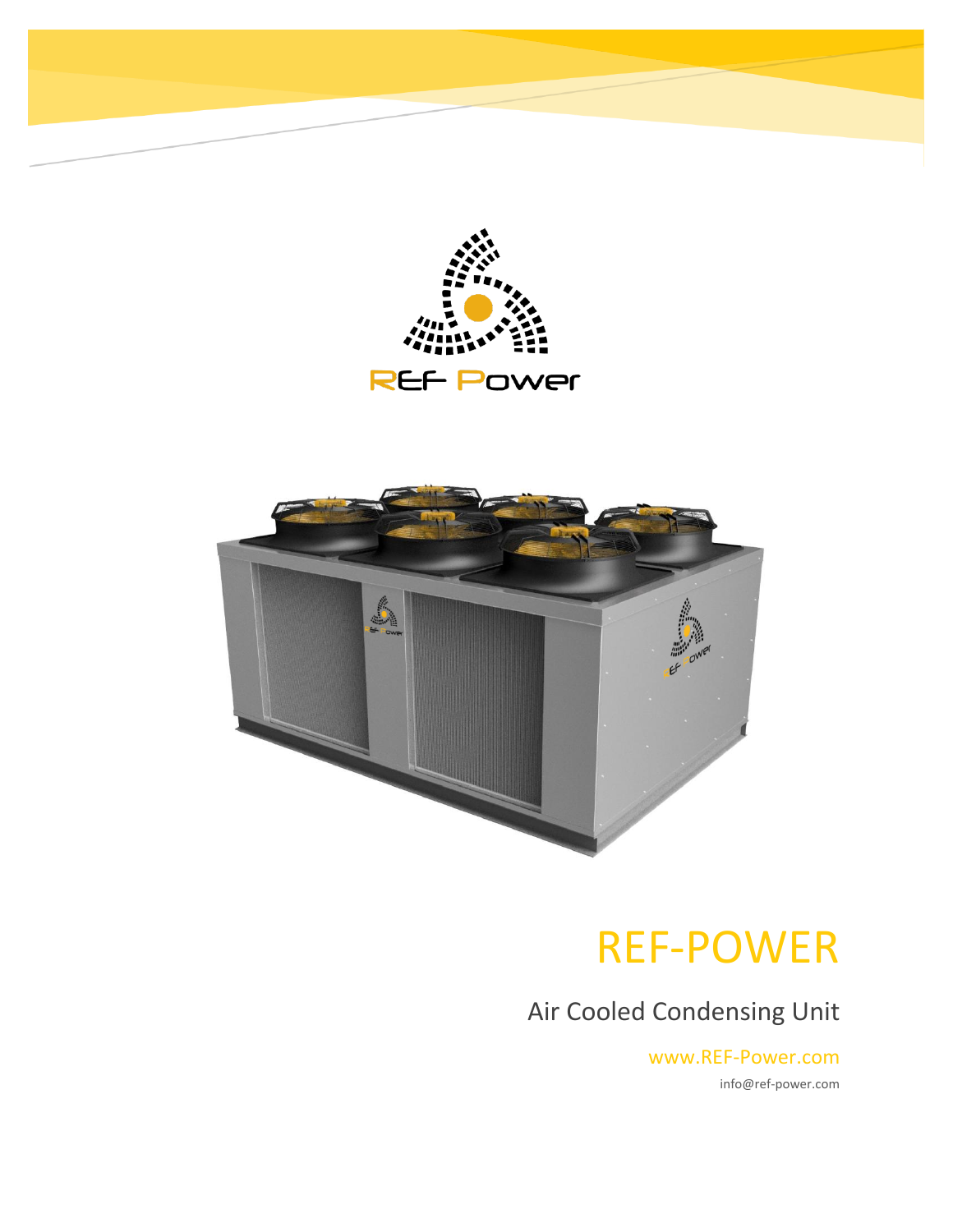REF Power

# REF-POWER

## Air Cooled Condensing Unit

www.REF-Power.com

info@ref-power.com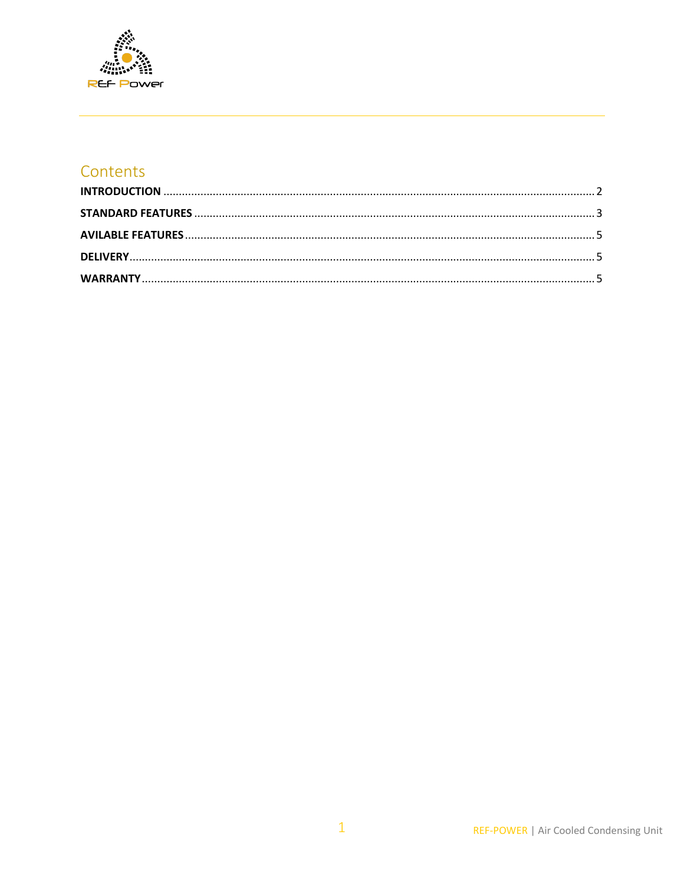# Contents

| | |
|---|---|
| **INTRODUCTION** | 2 |
| **STANDARD FEATURES** | 3 |
| **AVILABLE FEATURES** | 5 |
| **DELIVERY** | 5 |
| **WARRANTY** | 5 |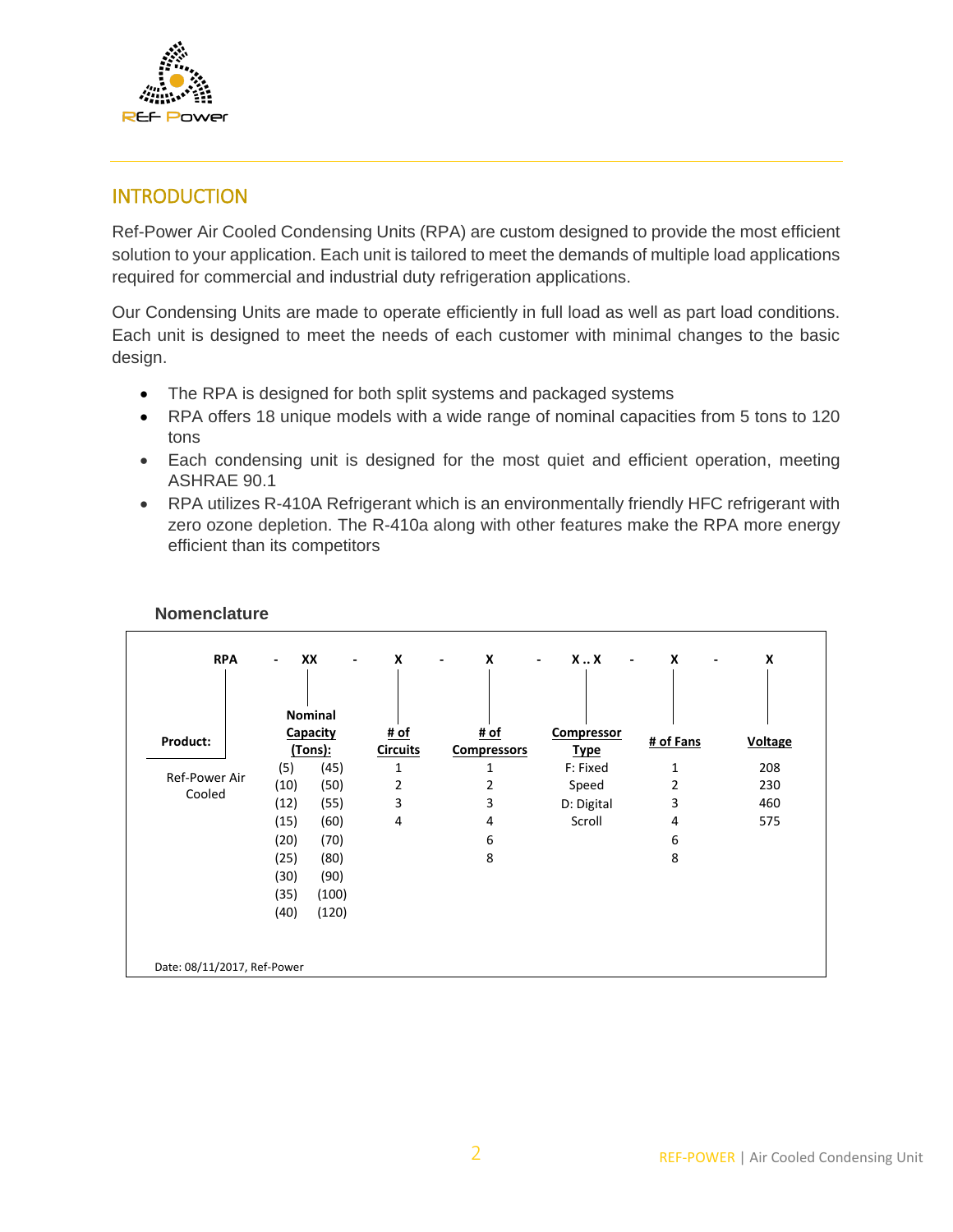## INTRODUCTION

Ref-Power Air Cooled Condensing Units (RPA) are custom designed to provide the most efficient solution to your application. Each unit is tailored to meet the demands of multiple load applications required for commercial and industrial duty refrigeration applications.

Our Condensing Units are made to operate efficiently in full load as well as part load conditions. Each unit is designed to meet the needs of each customer with minimal changes to the basic design.

- The RPA is designed for both split systems and packaged systems
- RPA offers 18 unique models with a wide range of nominal capacities from 5 tons to 120 tons
- Each condensing unit is designed for the most quiet and efficient operation, meeting ASHRAE 90.1
- RPA utilizes R-410A Refrigerant which is an environmentally friendly HFC refrigerant with zero ozone depletion. The R-410a along with other features make the RPA more energy efficient than its competitors

**Nomenclature**

| RPA | XX | | X | X | X .. X | X | X |
|---|---|---|---|---|---|---|---|
| **Product:** | **Nominal Capacity (Tons):** | | **# of Circuits** | **# of Compressors** | **Compressor Type** | **# of Fans** | **Voltage** |
| Ref-Power Air Cooled | (5) | (45) | 1 | 1 | F: Fixed Speed | 1 | 208 |
| | (10) | (50) | 2 | 2 | D: Digital Scroll | 2 | 230 |
| | (12) | (55) | 3 | 3 | | 3 | 460 |
| | (15) | (60) | 4 | 4 | | 4 | 575 |
| | (20) | (70) | | 6 | | 6 | |
| | (25) | (80) | | 8 | | 8 | |
| | (30) | (90) | | | | | |
| | (35) | (100) | | | | | |
| | (40) | (120) | | | | | |

Date: 08/11/2017, Ref-Power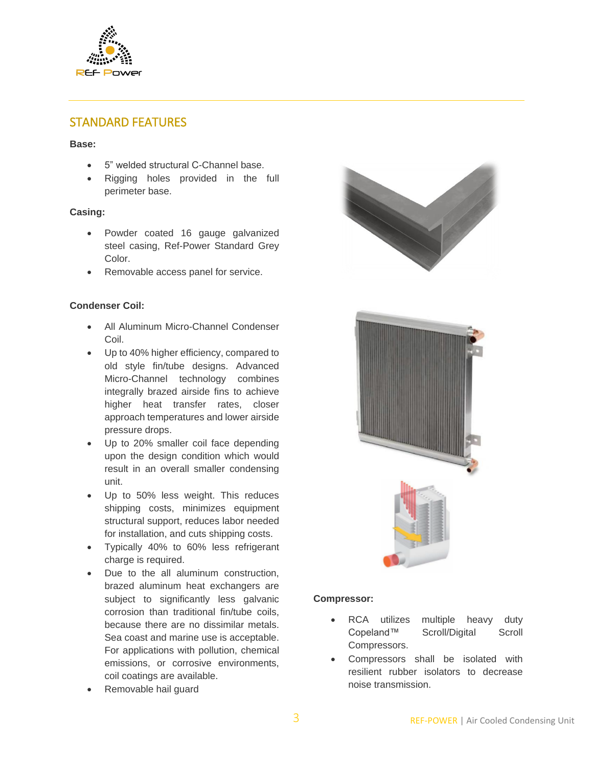## STANDARD FEATURES

**Base:**

- 5" welded structural C-Channel base.
- Rigging holes provided in the full perimeter base.

**Casing:**

- Powder coated 16 gauge galvanized steel casing, Ref-Power Standard Grey Color.
- Removable access panel for service.

**Condenser Coil:**

- All Aluminum Micro-Channel Condenser Coil.
- Up to 40% higher efficiency, compared to old style fin/tube designs. Advanced Micro-Channel technology combines integrally brazed airside fins to achieve higher heat transfer rates, closer approach temperatures and lower airside pressure drops.
- Up to 20% smaller coil face depending upon the design condition which would result in an overall smaller condensing unit.
- Up to 50% less weight. This reduces shipping costs, minimizes equipment structural support, reduces labor needed for installation, and cuts shipping costs.
- Typically 40% to 60% less refrigerant charge is required.
- Due to the all aluminum construction, brazed aluminum heat exchangers are subject to significantly less galvanic corrosion than traditional fin/tube coils, because there are no dissimilar metals. Sea coast and marine use is acceptable. For applications with pollution, chemical emissions, or corrosive environments, coil coatings are available.
- Removable hail guard

**Compressor:**

- RCA utilizes multiple heavy duty Copeland™ Scroll/Digital Scroll Compressors.
- Compressors shall be isolated with resilient rubber isolators to decrease noise transmission.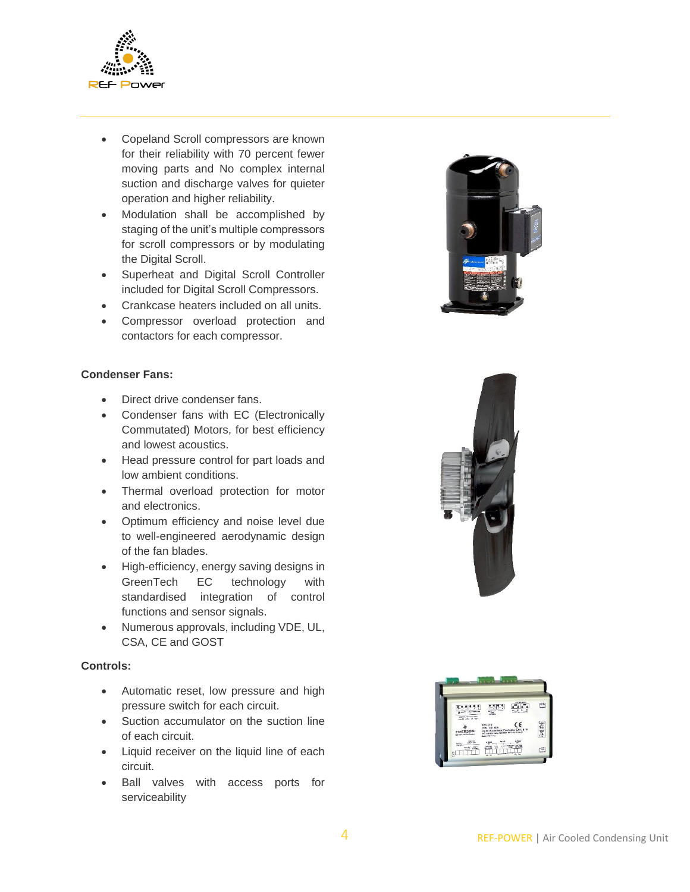- Copeland Scroll compressors are known for their reliability with 70 percent fewer moving parts and No complex internal suction and discharge valves for quieter operation and higher reliability.
- Modulation shall be accomplished by staging of the unit's multiple compressors for scroll compressors or by modulating the Digital Scroll.
- Superheat and Digital Scroll Controller included for Digital Scroll Compressors.
- Crankcase heaters included on all units.
- Compressor overload protection and contactors for each compressor.

**Condenser Fans:**

- Direct drive condenser fans.
- Condenser fans with EC (Electronically Commutated) Motors, for best efficiency and lowest acoustics.
- Head pressure control for part loads and low ambient conditions.
- Thermal overload protection for motor and electronics.
- Optimum efficiency and noise level due to well-engineered aerodynamic design of the fan blades.
- High-efficiency, energy saving designs in GreenTech EC technology with standardised integration of control functions and sensor signals.
- Numerous approvals, including VDE, UL, CSA, CE and GOST

**Controls:**

- Automatic reset, low pressure and high pressure switch for each circuit.
- Suction accumulator on the suction line of each circuit.
- Liquid receiver on the liquid line of each circuit.
- Ball valves with access ports for serviceability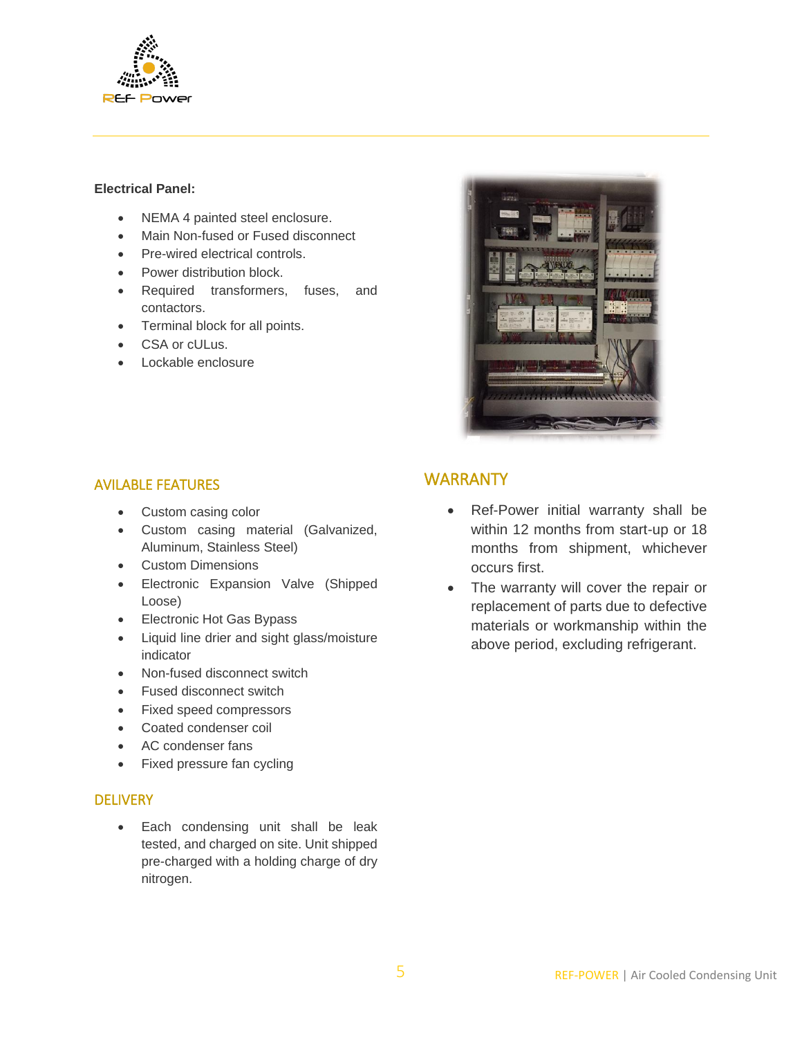**Electrical Panel:**

- NEMA 4 painted steel enclosure.
- Main Non-fused or Fused disconnect
- Pre-wired electrical controls.
- Power distribution block.
- Required transformers, fuses, and contactors.
- Terminal block for all points.
- CSA or cULus.
- Lockable enclosure

## AVILABLE FEATURES

- Custom casing color
- Custom casing material (Galvanized, Aluminum, Stainless Steel)
- Custom Dimensions
- Electronic Expansion Valve (Shipped Loose)
- Electronic Hot Gas Bypass
- Liquid line drier and sight glass/moisture indicator
- Non-fused disconnect switch
- Fused disconnect switch
- Fixed speed compressors
- Coated condenser coil
- AC condenser fans
- Fixed pressure fan cycling

## DELIVERY

- Each condensing unit shall be leak tested, and charged on site. Unit shipped pre-charged with a holding charge of dry nitrogen.

## WARRANTY

- Ref-Power initial warranty shall be within 12 months from start-up or 18 months from shipment, whichever occurs first.
- The warranty will cover the repair or replacement of parts due to defective materials or workmanship within the above period, excluding refrigerant.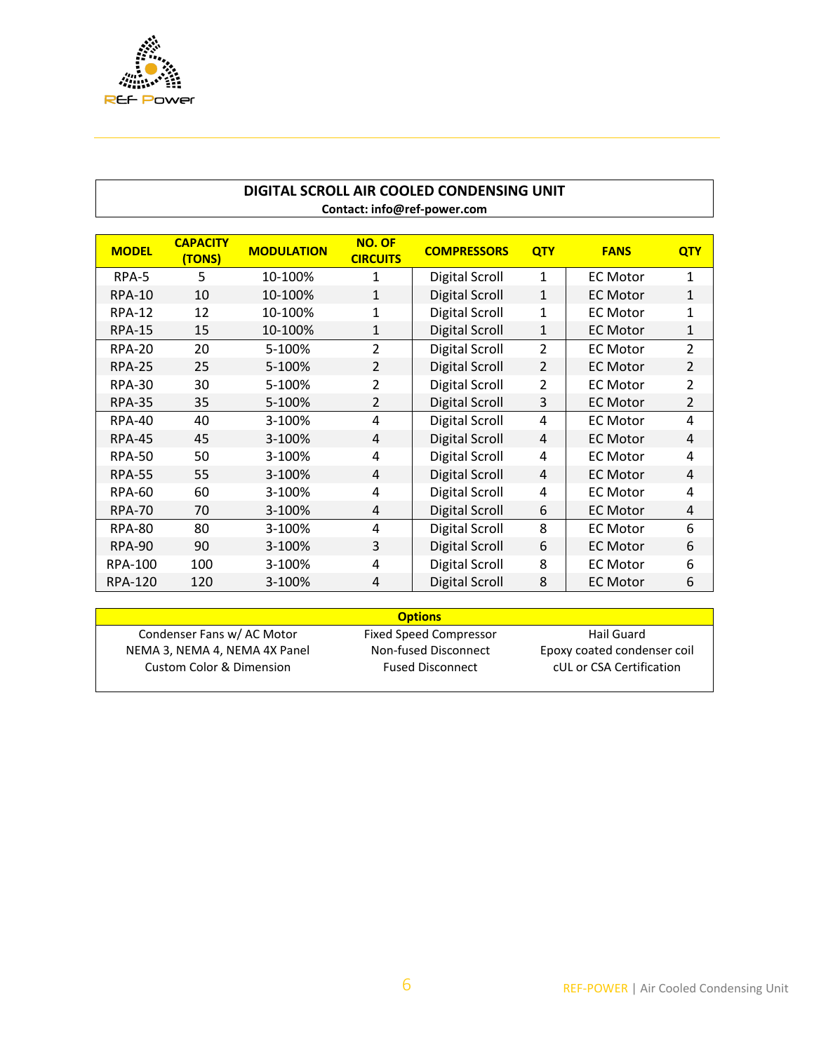## DIGITAL SCROLL AIR COOLED CONDENSING UNIT

**Contact: info@ref-power.com**

| MODEL | CAPACITY (TONS) | MODULATION | NO. OF CIRCUITS | COMPRESSORS | QTY | FANS | QTY |
|---|---|---|---|---|---|---|---|
| RPA-5 | 5 | 10-100% | 1 | Digital Scroll | 1 | EC Motor | 1 |
| RPA-10 | 10 | 10-100% | 1 | Digital Scroll | 1 | EC Motor | 1 |
| RPA-12 | 12 | 10-100% | 1 | Digital Scroll | 1 | EC Motor | 1 |
| RPA-15 | 15 | 10-100% | 1 | Digital Scroll | 1 | EC Motor | 1 |
| RPA-20 | 20 | 5-100% | 2 | Digital Scroll | 2 | EC Motor | 2 |
| RPA-25 | 25 | 5-100% | 2 | Digital Scroll | 2 | EC Motor | 2 |
| RPA-30 | 30 | 5-100% | 2 | Digital Scroll | 2 | EC Motor | 2 |
| RPA-35 | 35 | 5-100% | 2 | Digital Scroll | 3 | EC Motor | 2 |
| RPA-40 | 40 | 3-100% | 4 | Digital Scroll | 4 | EC Motor | 4 |
| RPA-45 | 45 | 3-100% | 4 | Digital Scroll | 4 | EC Motor | 4 |
| RPA-50 | 50 | 3-100% | 4 | Digital Scroll | 4 | EC Motor | 4 |
| RPA-55 | 55 | 3-100% | 4 | Digital Scroll | 4 | EC Motor | 4 |
| RPA-60 | 60 | 3-100% | 4 | Digital Scroll | 4 | EC Motor | 4 |
| RPA-70 | 70 | 3-100% | 4 | Digital Scroll | 6 | EC Motor | 4 |
| RPA-80 | 80 | 3-100% | 4 | Digital Scroll | 8 | EC Motor | 6 |
| RPA-90 | 90 | 3-100% | 3 | Digital Scroll | 6 | EC Motor | 6 |
| RPA-100 | 100 | 3-100% | 4 | Digital Scroll | 8 | EC Motor | 6 |
| RPA-120 | 120 | 3-100% | 4 | Digital Scroll | 8 | EC Motor | 6 |

| Options | | |
|---|---|---|
| Condenser Fans w/ AC Motor | Fixed Speed Compressor | Hail Guard |
| NEMA 3, NEMA 4, NEMA 4X Panel | Non-fused Disconnect | Epoxy coated condenser coil |
| Custom Color & Dimension | Fused Disconnect | cUL or CSA Certification |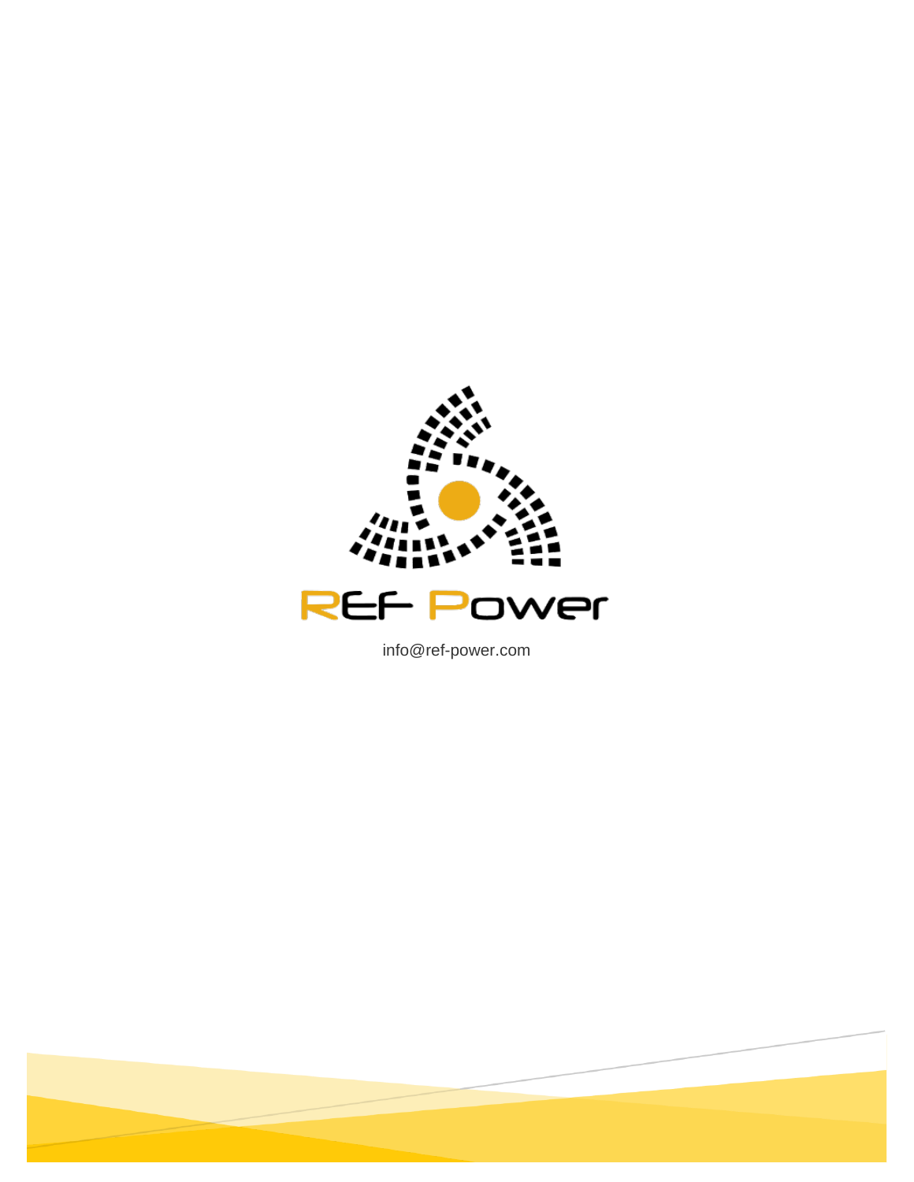REF Power

info@ref-power.com